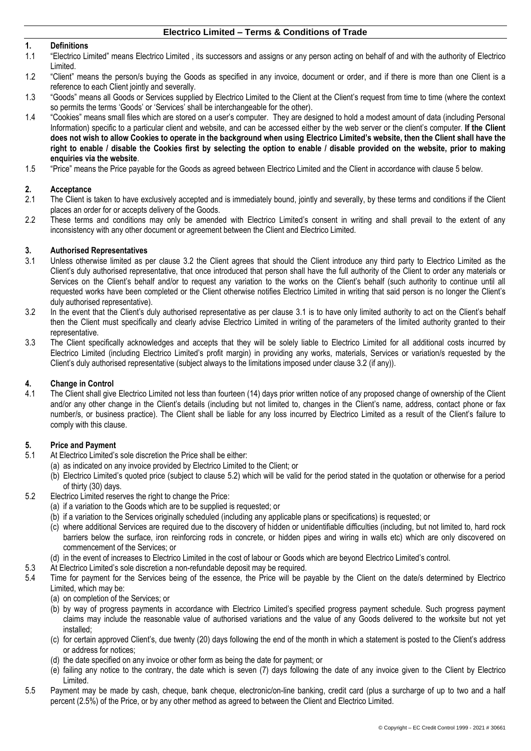# Electrico Limited – Terms & Conditions of Trade

## 1. Definitions

1.1 "Electrico Limited" means Electrico Limited , its successors and assigns or any person acting on behalf of and with the authority of Electrico Limited.

1.2 "Client" means the person/s buying the Goods as specified in any invoice, document or order, and if there is more than one Client is a reference to each Client jointly and severally.

1.3 "Goods" means all Goods or Services supplied by Electrico Limited to the Client at the Client's request from time to time (where the context so permits the terms 'Goods' or 'Services' shall be interchangeable for the other).

1.4 "Cookies" means small files which are stored on a user's computer. They are designed to hold a modest amount of data (including Personal Information) specific to a particular client and website, and can be accessed either by the web server or the client's computer. **If the Client does not wish to allow Cookies to operate in the background when using Electrico Limited's website, then the Client shall have the right to enable / disable the Cookies first by selecting the option to enable / disable provided on the website, prior to making enquiries via the website**.

1.5 "Price" means the Price payable for the Goods as agreed between Electrico Limited and the Client in accordance with clause 5 below.

## 2. Acceptance

2.1 The Client is taken to have exclusively accepted and is immediately bound, jointly and severally, by these terms and conditions if the Client places an order for or accepts delivery of the Goods.

2.2 These terms and conditions may only be amended with Electrico Limited's consent in writing and shall prevail to the extent of any inconsistency with any other document or agreement between the Client and Electrico Limited.

## 3. Authorised Representatives

3.1 Unless otherwise limited as per clause 3.2 the Client agrees that should the Client introduce any third party to Electrico Limited as the Client's duly authorised representative, that once introduced that person shall have the full authority of the Client to order any materials or Services on the Client's behalf and/or to request any variation to the works on the Client's behalf (such authority to continue until all requested works have been completed or the Client otherwise notifies Electrico Limited in writing that said person is no longer the Client's duly authorised representative).

3.2 In the event that the Client's duly authorised representative as per clause 3.1 is to have only limited authority to act on the Client's behalf then the Client must specifically and clearly advise Electrico Limited in writing of the parameters of the limited authority granted to their representative.

3.3 The Client specifically acknowledges and accepts that they will be solely liable to Electrico Limited for all additional costs incurred by Electrico Limited (including Electrico Limited's profit margin) in providing any works, materials, Services or variation/s requested by the Client's duly authorised representative (subject always to the limitations imposed under clause 3.2 (if any)).

## 4. Change in Control

4.1 The Client shall give Electrico Limited not less than fourteen (14) days prior written notice of any proposed change of ownership of the Client and/or any other change in the Client's details (including but not limited to, changes in the Client's name, address, contact phone or fax number/s, or business practice). The Client shall be liable for any loss incurred by Electrico Limited as a result of the Client's failure to comply with this clause.

## 5. Price and Payment

5.1 At Electrico Limited's sole discretion the Price shall be either:

(a) as indicated on any invoice provided by Electrico Limited to the Client; or

(b) Electrico Limited's quoted price (subject to clause 5.2) which will be valid for the period stated in the quotation or otherwise for a period of thirty (30) days.

5.2 Electrico Limited reserves the right to change the Price:

(a) if a variation to the Goods which are to be supplied is requested; or

(b) if a variation to the Services originally scheduled (including any applicable plans or specifications) is requested; or

(c) where additional Services are required due to the discovery of hidden or unidentifiable difficulties (including, but not limited to, hard rock barriers below the surface, iron reinforcing rods in concrete, or hidden pipes and wiring in walls etc) which are only discovered on commencement of the Services; or

(d) in the event of increases to Electrico Limited in the cost of labour or Goods which are beyond Electrico Limited's control.

5.3 At Electrico Limited's sole discretion a non-refundable deposit may be required.

5.4 Time for payment for the Services being of the essence, the Price will be payable by the Client on the date/s determined by Electrico Limited, which may be:

(a) on completion of the Services; or

(b) by way of progress payments in accordance with Electrico Limited's specified progress payment schedule. Such progress payment claims may include the reasonable value of authorised variations and the value of any Goods delivered to the worksite but not yet installed;

(c) for certain approved Client's, due twenty (20) days following the end of the month in which a statement is posted to the Client's address or address for notices;

(d) the date specified on any invoice or other form as being the date for payment; or

(e) failing any notice to the contrary, the date which is seven (7) days following the date of any invoice given to the Client by Electrico Limited.

5.5 Payment may be made by cash, cheque, bank cheque, electronic/on-line banking, credit card (plus a surcharge of up to two and a half percent (2.5%) of the Price, or by any other method as agreed to between the Client and Electrico Limited.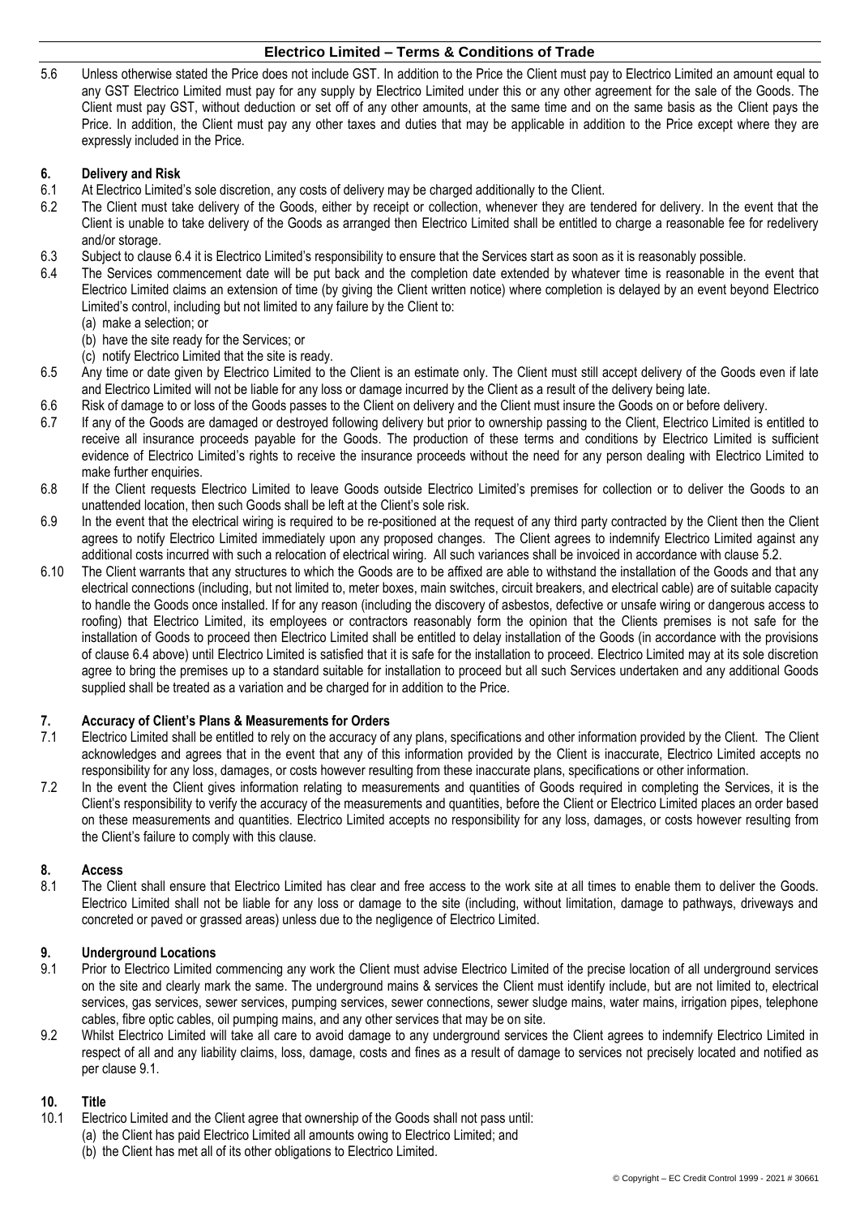5.6 Unless otherwise stated the Price does not include GST. In addition to the Price the Client must pay to Electrico Limited an amount equal to any GST Electrico Limited must pay for any supply by Electrico Limited under this or any other agreement for the sale of the Goods. The Client must pay GST, without deduction or set off of any other amounts, at the same time and on the same basis as the Client pays the Price. In addition, the Client must pay any other taxes and duties that may be applicable in addition to the Price except where they are expressly included in the Price.

## 6. Delivery and Risk

6.1 At Electrico Limited's sole discretion, any costs of delivery may be charged additionally to the Client.

6.2 The Client must take delivery of the Goods, either by receipt or collection, whenever they are tendered for delivery. In the event that the Client is unable to take delivery of the Goods as arranged then Electrico Limited shall be entitled to charge a reasonable fee for redelivery and/or storage.

6.3 Subject to clause 6.4 it is Electrico Limited's responsibility to ensure that the Services start as soon as it is reasonably possible.

6.4 The Services commencement date will be put back and the completion date extended by whatever time is reasonable in the event that Electrico Limited claims an extension of time (by giving the Client written notice) where completion is delayed by an event beyond Electrico Limited's control, including but not limited to any failure by the Client to:
(a) make a selection; or
(b) have the site ready for the Services; or
(c) notify Electrico Limited that the site is ready.

6.5 Any time or date given by Electrico Limited to the Client is an estimate only. The Client must still accept delivery of the Goods even if late and Electrico Limited will not be liable for any loss or damage incurred by the Client as a result of the delivery being late.

6.6 Risk of damage to or loss of the Goods passes to the Client on delivery and the Client must insure the Goods on or before delivery.

6.7 If any of the Goods are damaged or destroyed following delivery but prior to ownership passing to the Client, Electrico Limited is entitled to receive all insurance proceeds payable for the Goods. The production of these terms and conditions by Electrico Limited is sufficient evidence of Electrico Limited's rights to receive the insurance proceeds without the need for any person dealing with Electrico Limited to make further enquiries.

6.8 If the Client requests Electrico Limited to leave Goods outside Electrico Limited's premises for collection or to deliver the Goods to an unattended location, then such Goods shall be left at the Client's sole risk.

6.9 In the event that the electrical wiring is required to be re-positioned at the request of any third party contracted by the Client then the Client agrees to notify Electrico Limited immediately upon any proposed changes. The Client agrees to indemnify Electrico Limited against any additional costs incurred with such a relocation of electrical wiring. All such variances shall be invoiced in accordance with clause 5.2.

6.10 The Client warrants that any structures to which the Goods are to be affixed are able to withstand the installation of the Goods and that any electrical connections (including, but not limited to, meter boxes, main switches, circuit breakers, and electrical cable) are of suitable capacity to handle the Goods once installed. If for any reason (including the discovery of asbestos, defective or unsafe wiring or dangerous access to roofing) that Electrico Limited, its employees or contractors reasonably form the opinion that the Clients premises is not safe for the installation of Goods to proceed then Electrico Limited shall be entitled to delay installation of the Goods (in accordance with the provisions of clause 6.4 above) until Electrico Limited is satisfied that it is safe for the installation to proceed. Electrico Limited may at its sole discretion agree to bring the premises up to a standard suitable for installation to proceed but all such Services undertaken and any additional Goods supplied shall be treated as a variation and be charged for in addition to the Price.

## 7. Accuracy of Client's Plans & Measurements for Orders

7.1 Electrico Limited shall be entitled to rely on the accuracy of any plans, specifications and other information provided by the Client. The Client acknowledges and agrees that in the event that any of this information provided by the Client is inaccurate, Electrico Limited accepts no responsibility for any loss, damages, or costs however resulting from these inaccurate plans, specifications or other information.

7.2 In the event the Client gives information relating to measurements and quantities of Goods required in completing the Services, it is the Client's responsibility to verify the accuracy of the measurements and quantities, before the Client or Electrico Limited places an order based on these measurements and quantities. Electrico Limited accepts no responsibility for any loss, damages, or costs however resulting from the Client's failure to comply with this clause.

## 8. Access

8.1 The Client shall ensure that Electrico Limited has clear and free access to the work site at all times to enable them to deliver the Goods. Electrico Limited shall not be liable for any loss or damage to the site (including, without limitation, damage to pathways, driveways and concreted or paved or grassed areas) unless due to the negligence of Electrico Limited.

## 9. Underground Locations

9.1 Prior to Electrico Limited commencing any work the Client must advise Electrico Limited of the precise location of all underground services on the site and clearly mark the same. The underground mains & services the Client must identify include, but are not limited to, electrical services, gas services, sewer services, pumping services, sewer connections, sewer sludge mains, water mains, irrigation pipes, telephone cables, fibre optic cables, oil pumping mains, and any other services that may be on site.

9.2 Whilst Electrico Limited will take all care to avoid damage to any underground services the Client agrees to indemnify Electrico Limited in respect of all and any liability claims, loss, damage, costs and fines as a result of damage to services not precisely located and notified as per clause 9.1.

## 10. Title

10.1 Electrico Limited and the Client agree that ownership of the Goods shall not pass until:
(a) the Client has paid Electrico Limited all amounts owing to Electrico Limited; and
(b) the Client has met all of its other obligations to Electrico Limited.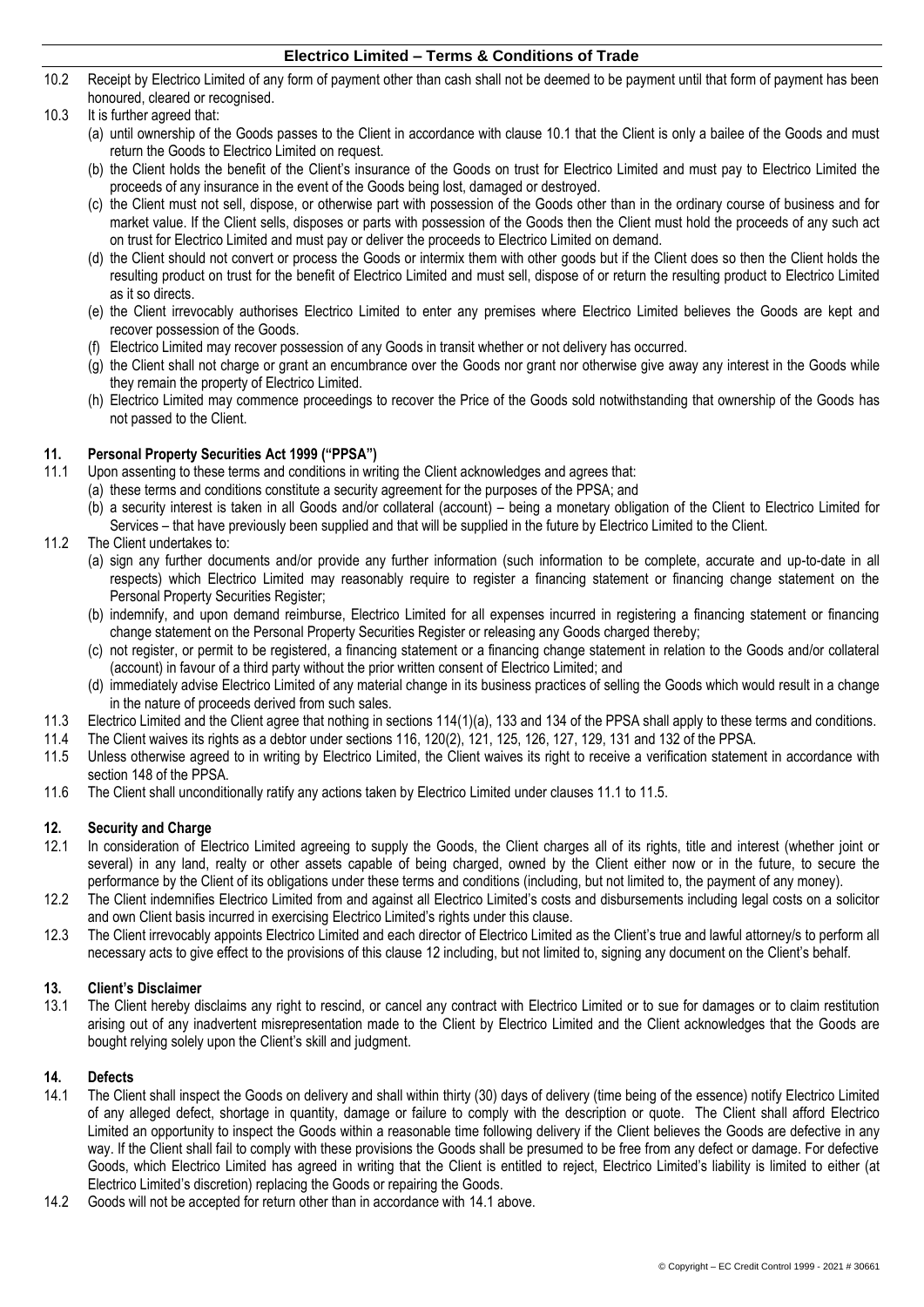10.2 Receipt by Electrico Limited of any form of payment other than cash shall not be deemed to be payment until that form of payment has been honoured, cleared or recognised.

10.3 It is further agreed that:

(a) until ownership of the Goods passes to the Client in accordance with clause 10.1 that the Client is only a bailee of the Goods and must return the Goods to Electrico Limited on request.

(b) the Client holds the benefit of the Client's insurance of the Goods on trust for Electrico Limited and must pay to Electrico Limited the proceeds of any insurance in the event of the Goods being lost, damaged or destroyed.

(c) the Client must not sell, dispose, or otherwise part with possession of the Goods other than in the ordinary course of business and for market value. If the Client sells, disposes or parts with possession of the Goods then the Client must hold the proceeds of any such act on trust for Electrico Limited and must pay or deliver the proceeds to Electrico Limited on demand.

(d) the Client should not convert or process the Goods or intermix them with other goods but if the Client does so then the Client holds the resulting product on trust for the benefit of Electrico Limited and must sell, dispose of or return the resulting product to Electrico Limited as it so directs.

(e) the Client irrevocably authorises Electrico Limited to enter any premises where Electrico Limited believes the Goods are kept and recover possession of the Goods.

(f) Electrico Limited may recover possession of any Goods in transit whether or not delivery has occurred.

(g) the Client shall not charge or grant an encumbrance over the Goods nor grant nor otherwise give away any interest in the Goods while they remain the property of Electrico Limited.

(h) Electrico Limited may commence proceedings to recover the Price of the Goods sold notwithstanding that ownership of the Goods has not passed to the Client.

## 11. Personal Property Securities Act 1999 ("PPSA")

11.1 Upon assenting to these terms and conditions in writing the Client acknowledges and agrees that:

(a) these terms and conditions constitute a security agreement for the purposes of the PPSA; and

(b) a security interest is taken in all Goods and/or collateral (account) – being a monetary obligation of the Client to Electrico Limited for Services – that have previously been supplied and that will be supplied in the future by Electrico Limited to the Client.

11.2 The Client undertakes to:

(a) sign any further documents and/or provide any further information (such information to be complete, accurate and up-to-date in all respects) which Electrico Limited may reasonably require to register a financing statement or financing change statement on the Personal Property Securities Register;

(b) indemnify, and upon demand reimburse, Electrico Limited for all expenses incurred in registering a financing statement or financing change statement on the Personal Property Securities Register or releasing any Goods charged thereby;

(c) not register, or permit to be registered, a financing statement or a financing change statement in relation to the Goods and/or collateral (account) in favour of a third party without the prior written consent of Electrico Limited; and

(d) immediately advise Electrico Limited of any material change in its business practices of selling the Goods which would result in a change in the nature of proceeds derived from such sales.

11.3 Electrico Limited and the Client agree that nothing in sections 114(1)(a), 133 and 134 of the PPSA shall apply to these terms and conditions.

11.4 The Client waives its rights as a debtor under sections 116, 120(2), 121, 125, 126, 127, 129, 131 and 132 of the PPSA.

11.5 Unless otherwise agreed to in writing by Electrico Limited, the Client waives its right to receive a verification statement in accordance with section 148 of the PPSA.

11.6 The Client shall unconditionally ratify any actions taken by Electrico Limited under clauses 11.1 to 11.5.

## 12. Security and Charge

12.1 In consideration of Electrico Limited agreeing to supply the Goods, the Client charges all of its rights, title and interest (whether joint or several) in any land, realty or other assets capable of being charged, owned by the Client either now or in the future, to secure the performance by the Client of its obligations under these terms and conditions (including, but not limited to, the payment of any money).

12.2 The Client indemnifies Electrico Limited from and against all Electrico Limited's costs and disbursements including legal costs on a solicitor and own Client basis incurred in exercising Electrico Limited's rights under this clause.

12.3 The Client irrevocably appoints Electrico Limited and each director of Electrico Limited as the Client's true and lawful attorney/s to perform all necessary acts to give effect to the provisions of this clause 12 including, but not limited to, signing any document on the Client's behalf.

## 13. Client's Disclaimer

13.1 The Client hereby disclaims any right to rescind, or cancel any contract with Electrico Limited or to sue for damages or to claim restitution arising out of any inadvertent misrepresentation made to the Client by Electrico Limited and the Client acknowledges that the Goods are bought relying solely upon the Client's skill and judgment.

## 14. Defects

14.1 The Client shall inspect the Goods on delivery and shall within thirty (30) days of delivery (time being of the essence) notify Electrico Limited of any alleged defect, shortage in quantity, damage or failure to comply with the description or quote. The Client shall afford Electrico Limited an opportunity to inspect the Goods within a reasonable time following delivery if the Client believes the Goods are defective in any way. If the Client shall fail to comply with these provisions the Goods shall be presumed to be free from any defect or damage. For defective Goods, which Electrico Limited has agreed in writing that the Client is entitled to reject, Electrico Limited's liability is limited to either (at Electrico Limited's discretion) replacing the Goods or repairing the Goods.

14.2 Goods will not be accepted for return other than in accordance with 14.1 above.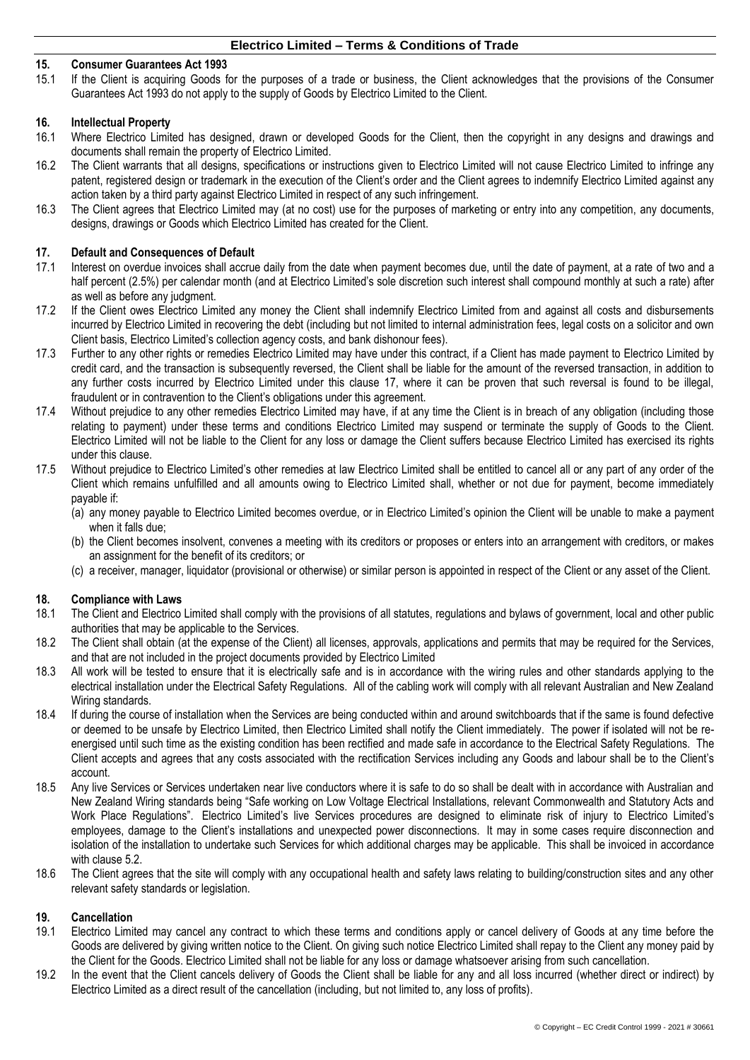## 15. Consumer Guarantees Act 1993

15.1 If the Client is acquiring Goods for the purposes of a trade or business, the Client acknowledges that the provisions of the Consumer Guarantees Act 1993 do not apply to the supply of Goods by Electrico Limited to the Client.

## 16. Intellectual Property

16.1 Where Electrico Limited has designed, drawn or developed Goods for the Client, then the copyright in any designs and drawings and documents shall remain the property of Electrico Limited.

16.2 The Client warrants that all designs, specifications or instructions given to Electrico Limited will not cause Electrico Limited to infringe any patent, registered design or trademark in the execution of the Client's order and the Client agrees to indemnify Electrico Limited against any action taken by a third party against Electrico Limited in respect of any such infringement.

16.3 The Client agrees that Electrico Limited may (at no cost) use for the purposes of marketing or entry into any competition, any documents, designs, drawings or Goods which Electrico Limited has created for the Client.

## 17. Default and Consequences of Default

17.1 Interest on overdue invoices shall accrue daily from the date when payment becomes due, until the date of payment, at a rate of two and a half percent (2.5%) per calendar month (and at Electrico Limited's sole discretion such interest shall compound monthly at such a rate) after as well as before any judgment.

17.2 If the Client owes Electrico Limited any money the Client shall indemnify Electrico Limited from and against all costs and disbursements incurred by Electrico Limited in recovering the debt (including but not limited to internal administration fees, legal costs on a solicitor and own Client basis, Electrico Limited's collection agency costs, and bank dishonour fees).

17.3 Further to any other rights or remedies Electrico Limited may have under this contract, if a Client has made payment to Electrico Limited by credit card, and the transaction is subsequently reversed, the Client shall be liable for the amount of the reversed transaction, in addition to any further costs incurred by Electrico Limited under this clause 17, where it can be proven that such reversal is found to be illegal, fraudulent or in contravention to the Client's obligations under this agreement.

17.4 Without prejudice to any other remedies Electrico Limited may have, if at any time the Client is in breach of any obligation (including those relating to payment) under these terms and conditions Electrico Limited may suspend or terminate the supply of Goods to the Client. Electrico Limited will not be liable to the Client for any loss or damage the Client suffers because Electrico Limited has exercised its rights under this clause.

17.5 Without prejudice to Electrico Limited's other remedies at law Electrico Limited shall be entitled to cancel all or any part of any order of the Client which remains unfulfilled and all amounts owing to Electrico Limited shall, whether or not due for payment, become immediately payable if:

(a) any money payable to Electrico Limited becomes overdue, or in Electrico Limited's opinion the Client will be unable to make a payment when it falls due;

(b) the Client becomes insolvent, convenes a meeting with its creditors or proposes or enters into an arrangement with creditors, or makes an assignment for the benefit of its creditors; or

(c) a receiver, manager, liquidator (provisional or otherwise) or similar person is appointed in respect of the Client or any asset of the Client.

## 18. Compliance with Laws

18.1 The Client and Electrico Limited shall comply with the provisions of all statutes, regulations and bylaws of government, local and other public authorities that may be applicable to the Services.

18.2 The Client shall obtain (at the expense of the Client) all licenses, approvals, applications and permits that may be required for the Services, and that are not included in the project documents provided by Electrico Limited

18.3 All work will be tested to ensure that it is electrically safe and is in accordance with the wiring rules and other standards applying to the electrical installation under the Electrical Safety Regulations. All of the cabling work will comply with all relevant Australian and New Zealand Wiring standards.

18.4 If during the course of installation when the Services are being conducted within and around switchboards that if the same is found defective or deemed to be unsafe by Electrico Limited, then Electrico Limited shall notify the Client immediately. The power if isolated will not be re-energised until such time as the existing condition has been rectified and made safe in accordance to the Electrical Safety Regulations. The Client accepts and agrees that any costs associated with the rectification Services including any Goods and labour shall be to the Client's account.

18.5 Any live Services or Services undertaken near live conductors where it is safe to do so shall be dealt with in accordance with Australian and New Zealand Wiring standards being "Safe working on Low Voltage Electrical Installations, relevant Commonwealth and Statutory Acts and Work Place Regulations". Electrico Limited's live Services procedures are designed to eliminate risk of injury to Electrico Limited's employees, damage to the Client's installations and unexpected power disconnections. It may in some cases require disconnection and isolation of the installation to undertake such Services for which additional charges may be applicable. This shall be invoiced in accordance with clause 5.2.

18.6 The Client agrees that the site will comply with any occupational health and safety laws relating to building/construction sites and any other relevant safety standards or legislation.

## 19. Cancellation

19.1 Electrico Limited may cancel any contract to which these terms and conditions apply or cancel delivery of Goods at any time before the Goods are delivered by giving written notice to the Client. On giving such notice Electrico Limited shall repay to the Client any money paid by the Client for the Goods. Electrico Limited shall not be liable for any loss or damage whatsoever arising from such cancellation.

19.2 In the event that the Client cancels delivery of Goods the Client shall be liable for any and all loss incurred (whether direct or indirect) by Electrico Limited as a direct result of the cancellation (including, but not limited to, any loss of profits).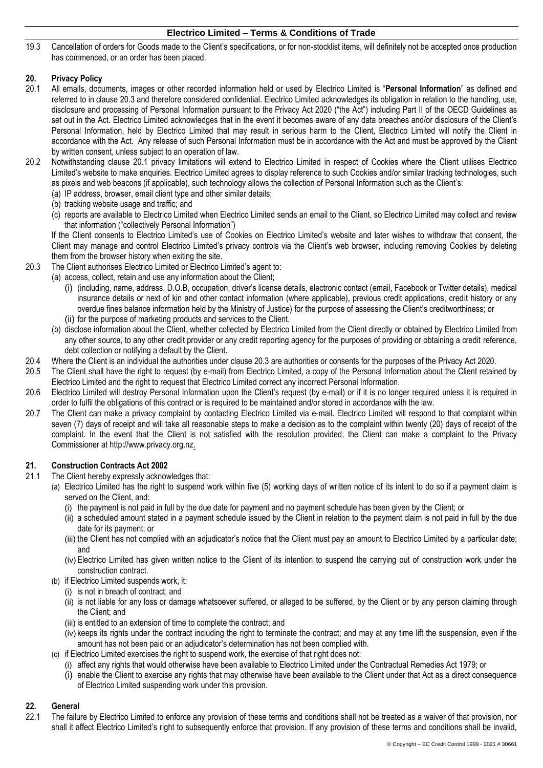19.3 Cancellation of orders for Goods made to the Client's specifications, or for non-stocklist items, will definitely not be accepted once production has commenced, or an order has been placed.

## 20. Privacy Policy

20.1 All emails, documents, images or other recorded information held or used by Electrico Limited is "**Personal Information**" as defined and referred to in clause 20.3 and therefore considered confidential. Electrico Limited acknowledges its obligation in relation to the handling, use, disclosure and processing of Personal Information pursuant to the Privacy Act 2020 ("the Act") including Part II of the OECD Guidelines as set out in the Act. Electrico Limited acknowledges that in the event it becomes aware of any data breaches and/or disclosure of the Client's Personal Information, held by Electrico Limited that may result in serious harm to the Client, Electrico Limited will notify the Client in accordance with the Act. Any release of such Personal Information must be in accordance with the Act and must be approved by the Client by written consent, unless subject to an operation of law.

20.2 Notwithstanding clause 20.1 privacy limitations will extend to Electrico Limited in respect of Cookies where the Client utilises Electrico Limited's website to make enquiries. Electrico Limited agrees to display reference to such Cookies and/or similar tracking technologies, such as pixels and web beacons (if applicable), such technology allows the collection of Personal Information such as the Client's:

(a) IP address, browser, email client type and other similar details;
(b) tracking website usage and traffic; and
(c) reports are available to Electrico Limited when Electrico Limited sends an email to the Client, so Electrico Limited may collect and review that information ("collectively Personal Information")

If the Client consents to Electrico Limited's use of Cookies on Electrico Limited's website and later wishes to withdraw that consent, the Client may manage and control Electrico Limited's privacy controls via the Client's web browser, including removing Cookies by deleting them from the browser history when exiting the site.

20.3 The Client authorises Electrico Limited or Electrico Limited's agent to:

(a) access, collect, retain and use any information about the Client;
  (i) (including, name, address, D.O.B, occupation, driver's license details, electronic contact (email, Facebook or Twitter details), medical insurance details or next of kin and other contact information (where applicable), previous credit applications, credit history or any overdue fines balance information held by the Ministry of Justice) for the purpose of assessing the Client's creditworthiness; or
  (ii) for the purpose of marketing products and services to the Client.
(b) disclose information about the Client, whether collected by Electrico Limited from the Client directly or obtained by Electrico Limited from any other source, to any other credit provider or any credit reporting agency for the purposes of providing or obtaining a credit reference, debt collection or notifying a default by the Client.

20.4 Where the Client is an individual the authorities under clause 20.3 are authorities or consents for the purposes of the Privacy Act 2020.

20.5 The Client shall have the right to request (by e-mail) from Electrico Limited, a copy of the Personal Information about the Client retained by Electrico Limited and the right to request that Electrico Limited correct any incorrect Personal Information.

20.6 Electrico Limited will destroy Personal Information upon the Client's request (by e-mail) or if it is no longer required unless it is required in order to fulfil the obligations of this contract or is required to be maintained and/or stored in accordance with the law.

20.7 The Client can make a privacy complaint by contacting Electrico Limited via e-mail. Electrico Limited will respond to that complaint within seven (7) days of receipt and will take all reasonable steps to make a decision as to the complaint within twenty (20) days of receipt of the complaint. In the event that the Client is not satisfied with the resolution provided, the Client can make a complaint to the Privacy Commissioner at http://www.privacy.org.nz.

## 21. Construction Contracts Act 2002

21.1 The Client hereby expressly acknowledges that:

(a) Electrico Limited has the right to suspend work within five (5) working days of written notice of its intent to do so if a payment claim is served on the Client, and:
  (i) the payment is not paid in full by the due date for payment and no payment schedule has been given by the Client; or
  (ii) a scheduled amount stated in a payment schedule issued by the Client in relation to the payment claim is not paid in full by the due date for its payment; or
  (iii) the Client has not complied with an adjudicator's notice that the Client must pay an amount to Electrico Limited by a particular date; and
  (iv) Electrico Limited has given written notice to the Client of its intention to suspend the carrying out of construction work under the construction contract.
(b) if Electrico Limited suspends work, it:
  (i) is not in breach of contract; and
  (ii) is not liable for any loss or damage whatsoever suffered, or alleged to be suffered, by the Client or by any person claiming through the Client; and
  (iii) is entitled to an extension of time to complete the contract; and
  (iv) keeps its rights under the contract including the right to terminate the contract; and may at any time lift the suspension, even if the amount has not been paid or an adjudicator's determination has not been complied with.
(c) if Electrico Limited exercises the right to suspend work, the exercise of that right does not:
  (i) affect any rights that would otherwise have been available to Electrico Limited under the Contractual Remedies Act 1979; or
  (i) enable the Client to exercise any rights that may otherwise have been available to the Client under that Act as a direct consequence of Electrico Limited suspending work under this provision.

## 22. General

22.1 The failure by Electrico Limited to enforce any provision of these terms and conditions shall not be treated as a waiver of that provision, nor shall it affect Electrico Limited's right to subsequently enforce that provision. If any provision of these terms and conditions shall be invalid,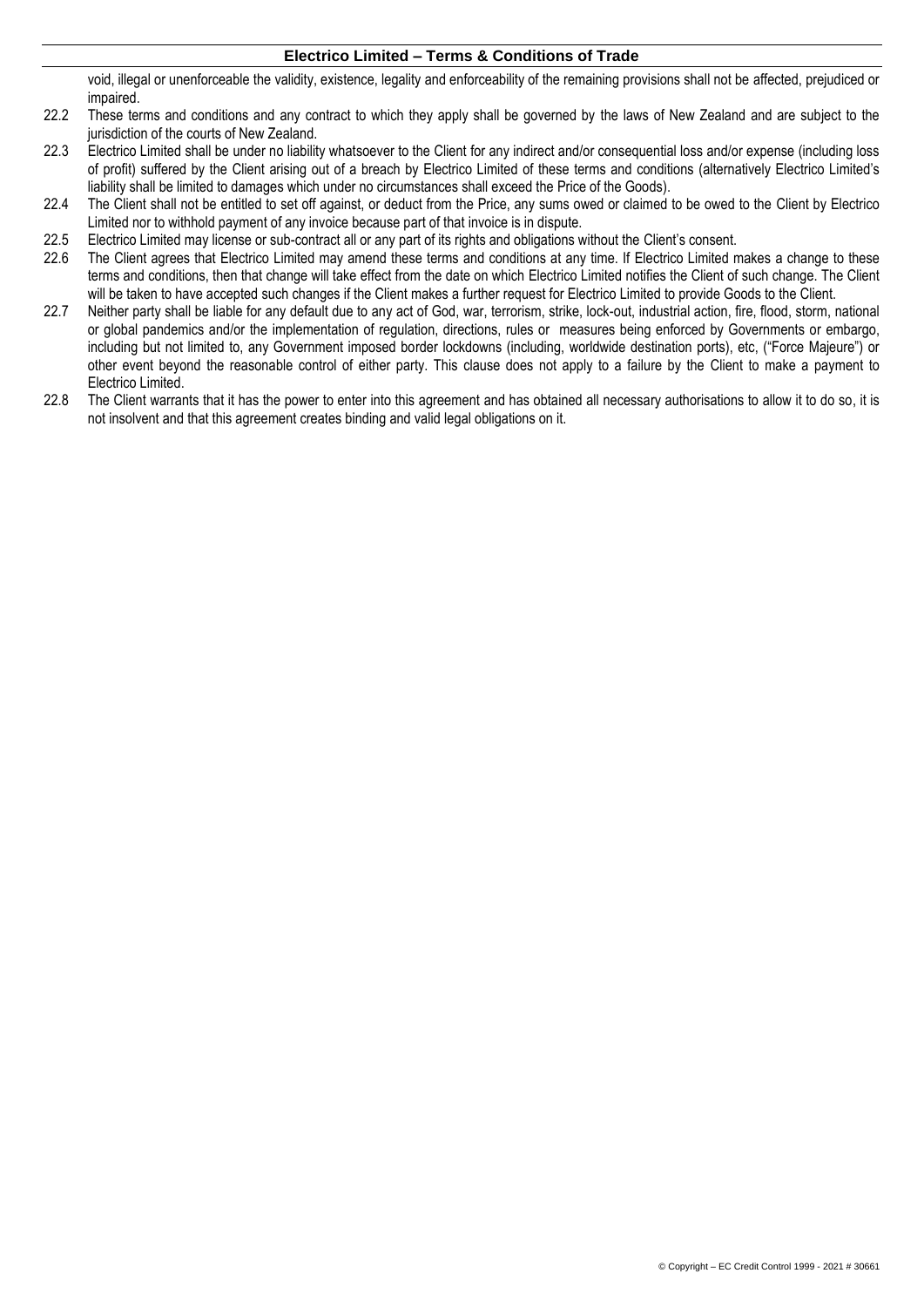void, illegal or unenforceable the validity, existence, legality and enforceability of the remaining provisions shall not be affected, prejudiced or impaired.

22.2 These terms and conditions and any contract to which they apply shall be governed by the laws of New Zealand and are subject to the jurisdiction of the courts of New Zealand.

22.3 Electrico Limited shall be under no liability whatsoever to the Client for any indirect and/or consequential loss and/or expense (including loss of profit) suffered by the Client arising out of a breach by Electrico Limited of these terms and conditions (alternatively Electrico Limited's liability shall be limited to damages which under no circumstances shall exceed the Price of the Goods).

22.4 The Client shall not be entitled to set off against, or deduct from the Price, any sums owed or claimed to be owed to the Client by Electrico Limited nor to withhold payment of any invoice because part of that invoice is in dispute.

22.5 Electrico Limited may license or sub-contract all or any part of its rights and obligations without the Client's consent.

22.6 The Client agrees that Electrico Limited may amend these terms and conditions at any time. If Electrico Limited makes a change to these terms and conditions, then that change will take effect from the date on which Electrico Limited notifies the Client of such change. The Client will be taken to have accepted such changes if the Client makes a further request for Electrico Limited to provide Goods to the Client.

22.7 Neither party shall be liable for any default due to any act of God, war, terrorism, strike, lock-out, industrial action, fire, flood, storm, national or global pandemics and/or the implementation of regulation, directions, rules or measures being enforced by Governments or embargo, including but not limited to, any Government imposed border lockdowns (including, worldwide destination ports), etc, ("Force Majeure") or other event beyond the reasonable control of either party. This clause does not apply to a failure by the Client to make a payment to Electrico Limited.

22.8 The Client warrants that it has the power to enter into this agreement and has obtained all necessary authorisations to allow it to do so, it is not insolvent and that this agreement creates binding and valid legal obligations on it.

© Copyright – EC Credit Control 1999 - 2021 # 30661